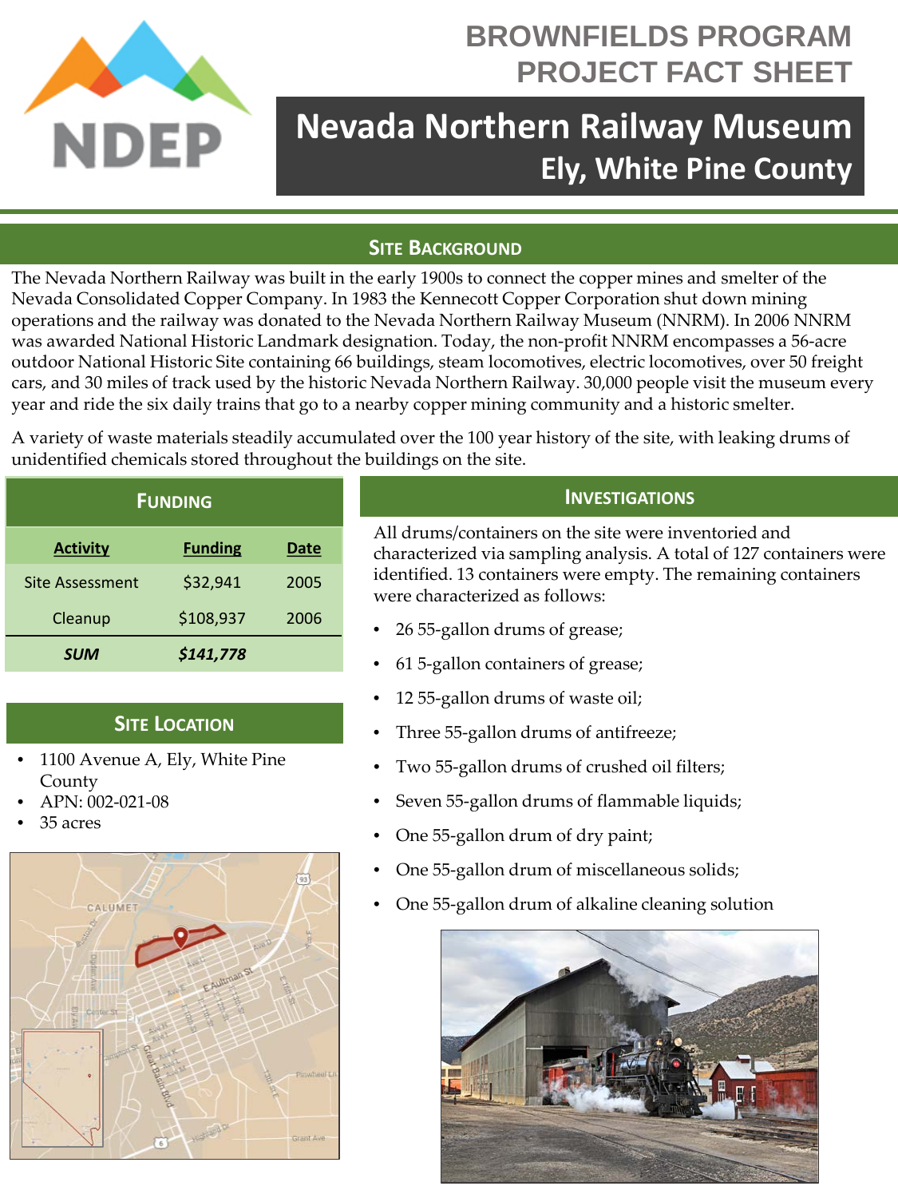# BROWNFIELDS PROGRAM PROJECT FACT SHEET

# Nevada Northern Railway Museum

## Ely, White Pine County

## SITE BACKGROUND

The Nevada Northern Railway was built in the early 1900s to connect the copper mines and smelter of the Nevada Consolidated Copper Company. In 1983 the Kennecott Copper Corporation shut down mining operations and the railway was donated to the Nevada Northern Railway Museum (NNRM). In 2006 NNRM was awarded National Historic Landmark designation. Today, the non-profit NNRM encompasses a 56-acre outdoor National Historic Site containing 66 buildings, steam locomotives, electric locomotives, over 50 freight cars, and 30 miles of track used by the historic Nevada Northern Railway. 30,000 people visit the museum every year and ride the six daily trains that go to a nearby copper mining community and a historic smelter.

A variety of waste materials steadily accumulated over the 100 year history of the site, with leaking drums of unidentified chemicals stored throughout the buildings on the site.

## FUNDING

| Activity | Funding | Date |
|---|---|---|
| Site Assessment | $32,941 | 2005 |
| Cleanup | $108,937 | 2006 |
| ***SUM*** | ***$141,778*** | |

## SITE LOCATION

- 1100 Avenue A, Ely, White Pine County
- APN: 002-021-08
- 35 acres

## INVESTIGATIONS

All drums/containers on the site were inventoried and characterized via sampling analysis. A total of 127 containers were identified. 13 containers were empty. The remaining containers were characterized as follows:

- 26 55-gallon drums of grease;
- 61 5-gallon containers of grease;
- 12 55-gallon drums of waste oil;
- Three 55-gallon drums of antifreeze;
- Two 55-gallon drums of crushed oil filters;
- Seven 55-gallon drums of flammable liquids;
- One 55-gallon drum of dry paint;
- One 55-gallon drum of miscellaneous solids;
- One 55-gallon drum of alkaline cleaning solution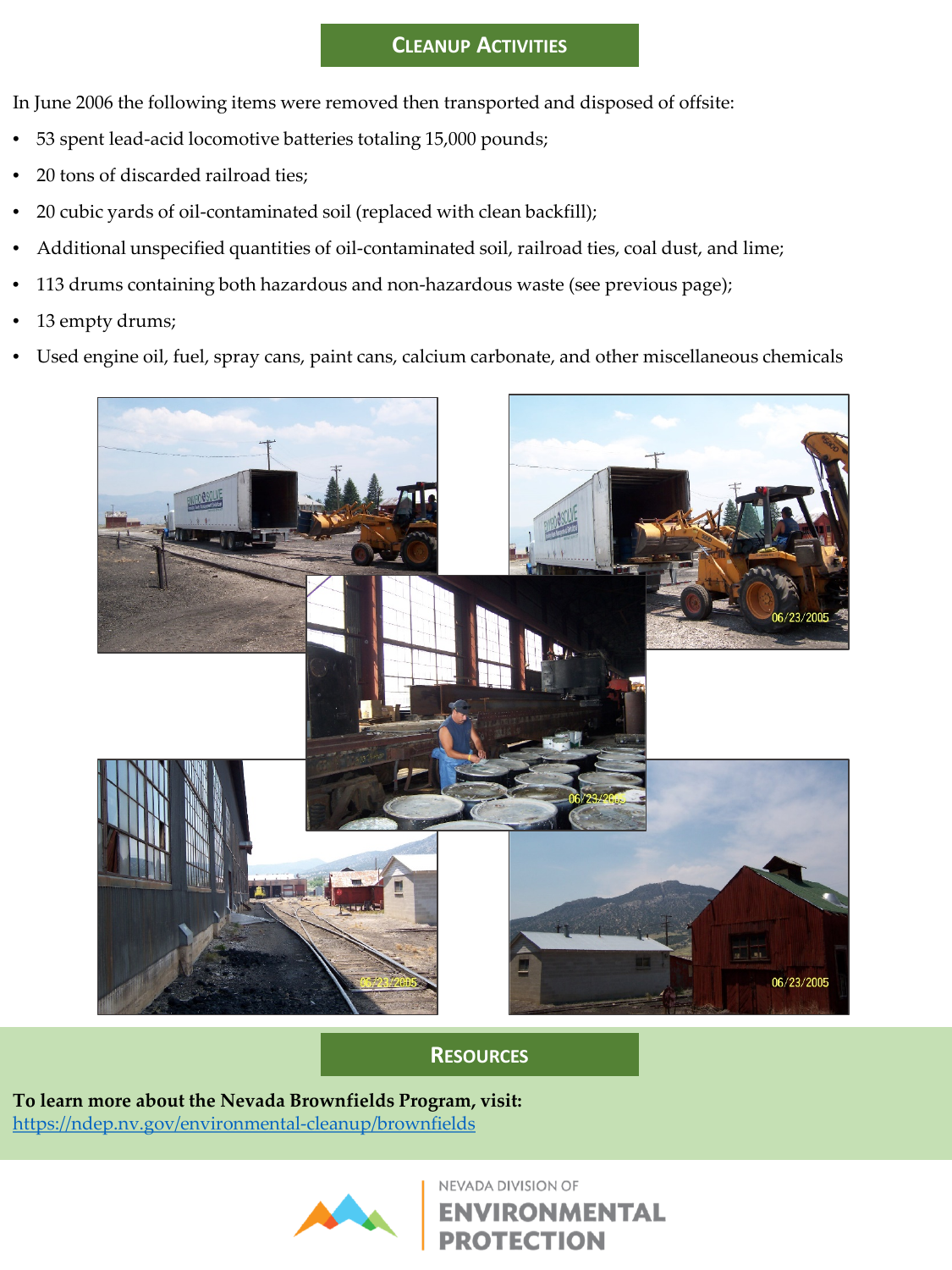## CLEANUP ACTIVITIES

In June 2006 the following items were removed then transported and disposed of offsite:

- 53 spent lead-acid locomotive batteries totaling 15,000 pounds;
- 20 tons of discarded railroad ties;
- 20 cubic yards of oil-contaminated soil (replaced with clean backfill);
- Additional unspecified quantities of oil-contaminated soil, railroad ties, coal dust, and lime;
- 113 drums containing both hazardous and non-hazardous waste (see previous page);
- 13 empty drums;
- Used engine oil, fuel, spray cans, paint cans, calcium carbonate, and other miscellaneous chemicals

## RESOURCES

**To learn more about the Nevada Brownfields Program, visit:**
https://ndep.nv.gov/environmental-cleanup/brownfields

NEVADA DIVISION OF ENVIRONMENTAL PROTECTION